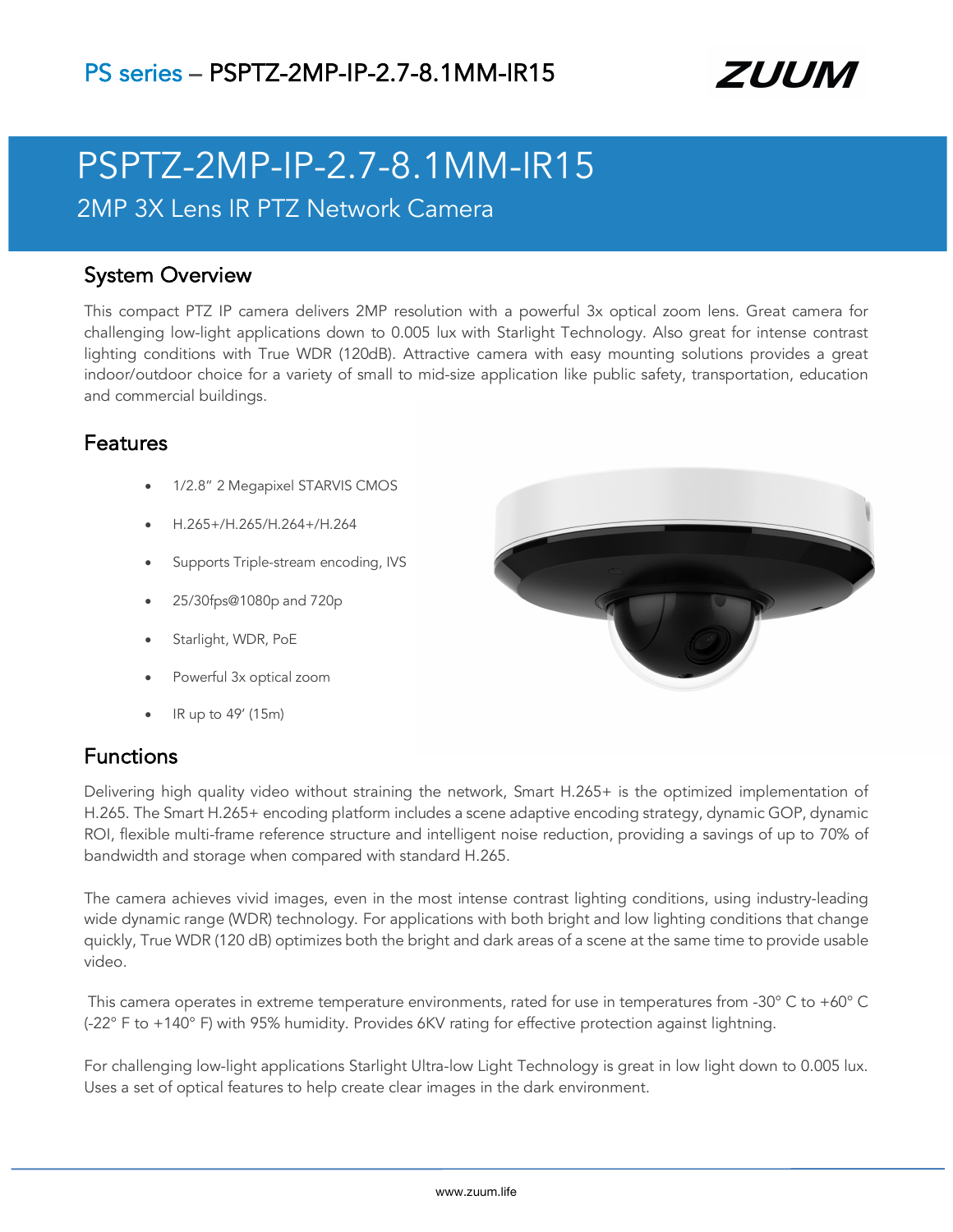# PS series – PSPTZ-2MP-IP-2.7-8.1MM-IR15

## PSPTZ-2MP-IP-2.7-8.1MM-IR15

2MP 3X Lens IR PTZ Network Camera

## System Overview

This compact PTZ IP camera delivers 2MP resolution with a powerful 3x optical zoom lens. Great camera for challenging low-light applications down to 0.005 lux with Starlight Technology. Also great for intense contrast lighting conditions with True WDR (120dB). Attractive camera with easy mounting solutions provides a great indoor/outdoor choice for a variety of small to mid-size application like public safety, transportation, education and commercial buildings.

## Features

- 1/2.8" 2 Megapixel STARVIS CMOS
- H.265+/H.265/H.264+/H.264
- Supports Triple-stream encoding, IVS
- 25/30fps@1080p and 720p
- Starlight, WDR, PoE
- Powerful 3x optical zoom
- IR up to 49' (15m)

## Functions

Delivering high quality video without straining the network, Smart H.265+ is the optimized implementation of H.265. The Smart H.265+ encoding platform includes a scene adaptive encoding strategy, dynamic GOP, dynamic ROI, flexible multi-frame reference structure and intelligent noise reduction, providing a savings of up to 70% of bandwidth and storage when compared with standard H.265.

The camera achieves vivid images, even in the most intense contrast lighting conditions, using industry-leading wide dynamic range (WDR) technology. For applications with both bright and low lighting conditions that change quickly, True WDR (120 dB) optimizes both the bright and dark areas of a scene at the same time to provide usable video.

This camera operates in extreme temperature environments, rated for use in temperatures from -30° C to +60° C (-22° F to +140° F) with 95% humidity. Provides 6KV rating for effective protection against lightning.

For challenging low-light applications Starlight Ultra-low Light Technology is great in low light down to 0.005 lux. Uses a set of optical features to help create clear images in the dark environment.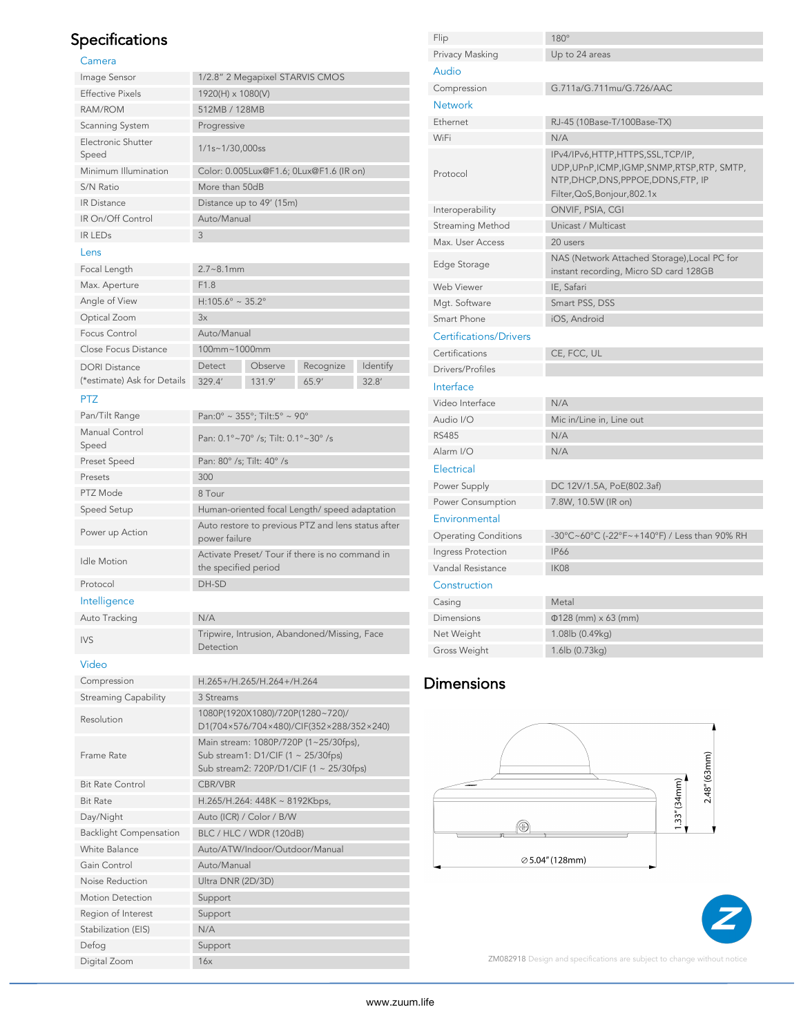# Specifications

## Camera

| | |
|---|---|
| Image Sensor | 1/2.8" 2 Megapixel STARVIS CMOS |
| Effective Pixels | 1920(H) x 1080(V) |
| RAM/ROM | 512MB / 128MB |
| Scanning System | Progressive |
| Electronic Shutter Speed | 1/1s~1/30,000ss |
| Minimum Illumination | Color: 0.005Lux@F1.6; 0Lux@F1.6 (IR on) |
| S/N Ratio | More than 50dB |
| IR Distance | Distance up to 49' (15m) |
| IR On/Off Control | Auto/Manual |
| IR LEDs | 3 |

## Lens

| | | | | |
|---|---|---|---|---|
| Focal Length | 2.7~8.1mm | | | |
| Max. Aperture | F1.8 | | | |
| Angle of View | H:105.6° ~ 35.2° | | | |
| Optical Zoom | 3x | | | |
| Focus Control | Auto/Manual | | | |
| Close Focus Distance | 100mm~1000mm | | | |
| DORI Distance (*estimate) Ask for Details | Detect | Observe | Recognize | Identify |
| | 329.4' | 131.9' | 65.9' | 32.8' |

## PTZ

| | |
|---|---|
| Pan/Tilt Range | Pan:0° ~ 355°; Tilt:5° ~ 90° |
| Manual Control Speed | Pan: 0.1°~70° /s; Tilt: 0.1°~30° /s |
| Preset Speed | Pan: 80° /s; Tilt: 40° /s |
| Presets | 300 |
| PTZ Mode | 8 Tour |
| Speed Setup | Human-oriented focal Length/ speed adaptation |
| Power up Action | Auto restore to previous PTZ and lens status after power failure |
| Idle Motion | Activate Preset/ Tour if there is no command in the specified period |
| Protocol | DH-SD |

## Intelligence

| | |
|---|---|
| Auto Tracking | N/A |
| IVS | Tripwire, Intrusion, Abandoned/Missing, Face Detection |

## Video

| | |
|---|---|
| Compression | H.265+/H.265/H.264+/H.264 |
| Streaming Capability | 3 Streams |
| Resolution | 1080P(1920X1080)/720P(1280~720)/ D1(704×576/704×480)/CIF(352×288/352×240) |
| Frame Rate | Main stream: 1080P/720P (1~25/30fps), Sub stream1: D1/CIF (1 ~ 25/30fps) Sub stream2: 720P/D1/CIF (1 ~ 25/30fps) |
| Bit Rate Control | CBR/VBR |
| Bit Rate | H.265/H.264: 448K ~ 8192Kbps, |
| Day/Night | Auto (ICR) / Color / B/W |
| Backlight Compensation | BLC / HLC / WDR (120dB) |
| White Balance | Auto/ATW/Indoor/Outdoor/Manual |
| Gain Control | Auto/Manual |
| Noise Reduction | Ultra DNR (2D/3D) |
| Motion Detection | Support |
| Region of Interest | Support |
| Stabilization (EIS) | N/A |
| Defog | Support |
| Digital Zoom | 16x |
| Flip | 180° |
| Privacy Masking | Up to 24 areas |

## Audio

| | |
|---|---|
| Compression | G.711a/G.711mu/G.726/AAC |

## Network

| | |
|---|---|
| Ethernet | RJ-45 (10Base-T/100Base-TX) |
| WiFi | N/A |
| Protocol | IPv4/IPv6,HTTP,HTTPS,SSL,TCP/IP, UDP,UPnP,ICMP,IGMP,SNMP,RTSP,RTP, SMTP, NTP,DHCP,DNS,PPPOE,DDNS,FTP, IP Filter,QoS,Bonjour,802.1x |
| Interoperability | ONVIF, PSIA, CGI |
| Streaming Method | Unicast / Multicast |
| Max. User Access | 20 users |
| Edge Storage | NAS (Network Attached Storage),Local PC for instant recording, Micro SD card 128GB |
| Web Viewer | IE, Safari |
| Mgt. Software | Smart PSS, DSS |
| Smart Phone | iOS, Android |

## Certifications/Drivers

| | |
|---|---|
| Certifications | CE, FCC, UL |
| Drivers/Profiles | |

## Interface

| | |
|---|---|
| Video Interface | N/A |
| Audio I/O | Mic in/Line in, Line out |
| RS485 | N/A |
| Alarm I/O | N/A |

## Electrical

| | |
|---|---|
| Power Supply | DC 12V/1.5A, PoE(802.3af) |
| Power Consumption | 7.8W, 10.5W (IR on) |

## Environmental

| | |
|---|---|
| Operating Conditions | -30°C~60°C (-22°F~+140°F) / Less than 90% RH |
| Ingress Protection | IP66 |
| Vandal Resistance | IK08 |

## Construction

| | |
|---|---|
| Casing | Metal |
| Dimensions | Φ128 (mm) x 63 (mm) |
| Net Weight | 1.08lb (0.49kg) |
| Gross Weight | 1.6lb (0.73kg) |

# Dimensions

1.33" (34mm)

2.48" (63mm)

⌀ 5.04" (128mm)

ZM082918 Design and specifications are subject to change without notice

www.zuum.life